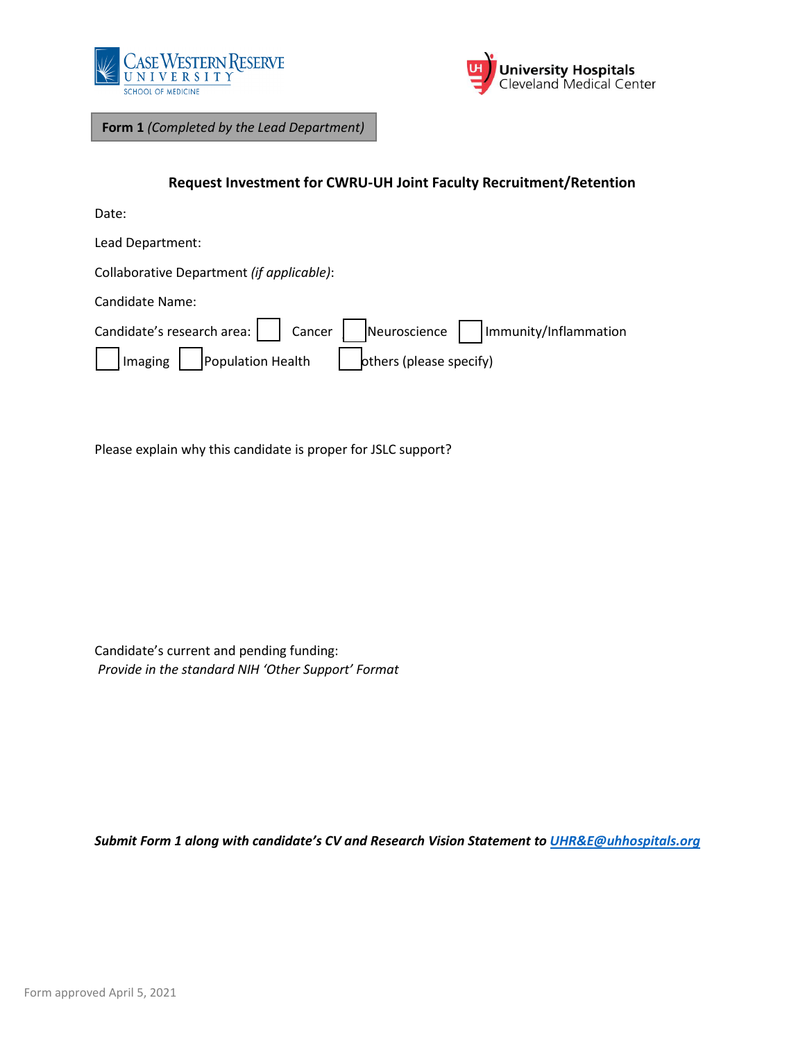Case Western Reserve University School of Medicine

University Hospitals Cleveland Medical Center

**Form 1** *(Completed by the Lead Department)*

**Request Investment for CWRU-UH Joint Faculty Recruitment/Retention**

Date:

Lead Department:

Collaborative Department *(if applicable)*:

Candidate Name:

Candidate's research area: ☐ Cancer ☐ Neuroscience ☐ Immunity/Inflammation

☐ Imaging ☐ Population Health ☐ others (please specify)

Please explain why this candidate is proper for JSLC support?

Candidate's current and pending funding:

*Provide in the standard NIH 'Other Support' Format*

***Submit Form 1 along with candidate's CV and Research Vision Statement to [UHR&E@uhhospitals.org](mailto:UHR&E@uhhospitals.org)***

Form approved April 5, 2021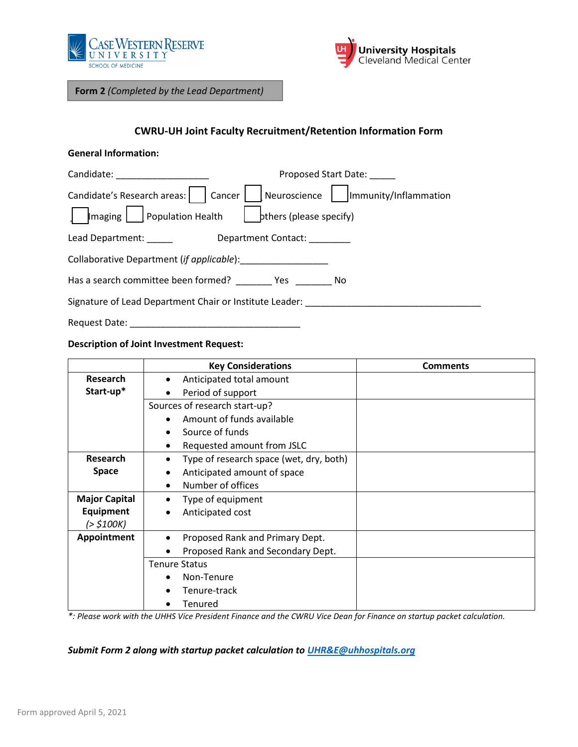**Form 2** *(Completed by the Lead Department)*

## CWRU-UH Joint Faculty Recruitment/Retention Information Form

**General Information:**

Candidate: ___________________ Proposed Start Date: _____

Candidate's Research areas: ☐ Cancer ☐ Neuroscience ☐ Immunity/Inflammation

☐ Imaging ☐ Population Health ☐ Others (please specify)

Lead Department: _____ Department Contact: ________

Collaborative Department (*if applicable*):_________________

Has a search committee been formed? _______ Yes _______ No

Signature of Lead Department Chair or Institute Leader: ___________________________________

Request Date: __________________________________

**Description of Joint Investment Request:**

| | Key Considerations | Comments |
|---|---|---|
| **Research Start-up*** | • Anticipated total amount<br>• Period of support | |
| | Sources of research start-up?<br>• Amount of funds available<br>• Source of funds<br>• Requested amount from JSLC | |
| **Research Space** | • Type of research space (wet, dry, both)<br>• Anticipated amount of space<br>• Number of offices | |
| **Major Capital Equipment** *(> $100K)* | • Type of equipment<br>• Anticipated cost | |
| **Appointment** | • Proposed Rank and Primary Dept.<br>• Proposed Rank and Secondary Dept. | |
| | Tenure Status<br>• Non-Tenure<br>• Tenure-track<br>• Tenured | |

*\*: Please work with the UHHS Vice President Finance and the CWRU Vice Dean for Finance on startup packet calculation.*

***Submit Form 2 along with startup packet calculation to [UHR&E@uhhospitals.org](mailto:UHR&E@uhhospitals.org)***

Form approved April 5, 2021